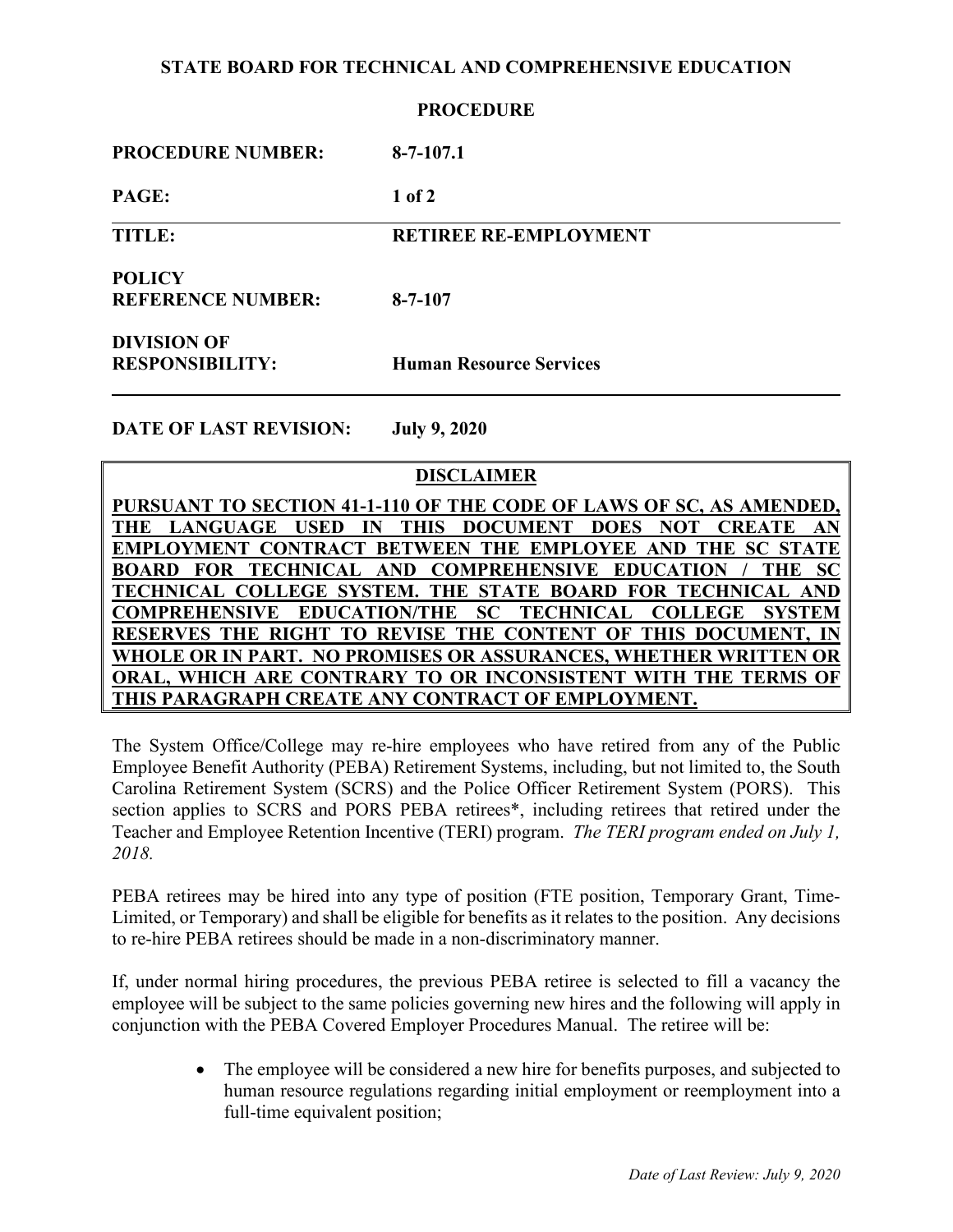**STATE BOARD FOR TECHNICAL AND COMPREHENSIVE EDUCATION**

**PROCEDURE**

| | |
|---|---|
| **PROCEDURE NUMBER:** | **8-7-107.1** |
| **TITLE:** | **RETIREE RE-EMPLOYMENT** |
| **POLICY REFERENCE NUMBER:** | **8-7-107** |
| **DIVISION OF RESPONSIBILITY:** | **Human Resource Services** |
| **DATE OF LAST REVISION:** | **July 9, 2020** |

**DISCLAIMER**

**PURSUANT TO SECTION 41-1-110 OF THE CODE OF LAWS OF SC, AS AMENDED, THE LANGUAGE USED IN THIS DOCUMENT DOES NOT CREATE AN EMPLOYMENT CONTRACT BETWEEN THE EMPLOYEE AND THE SC STATE BOARD FOR TECHNICAL AND COMPREHENSIVE EDUCATION / THE SC TECHNICAL COLLEGE SYSTEM. THE STATE BOARD FOR TECHNICAL AND COMPREHENSIVE EDUCATION/THE SC TECHNICAL COLLEGE SYSTEM RESERVES THE RIGHT TO REVISE THE CONTENT OF THIS DOCUMENT, IN WHOLE OR IN PART. NO PROMISES OR ASSURANCES, WHETHER WRITTEN OR ORAL, WHICH ARE CONTRARY TO OR INCONSISTENT WITH THE TERMS OF THIS PARAGRAPH CREATE ANY CONTRACT OF EMPLOYMENT.**

The System Office/College may re-hire employees who have retired from any of the Public Employee Benefit Authority (PEBA) Retirement Systems, including, but not limited to, the South Carolina Retirement System (SCRS) and the Police Officer Retirement System (PORS). This section applies to SCRS and PORS PEBA retirees*, including retirees that retired under the Teacher and Employee Retention Incentive (TERI) program. *The TERI program ended on July 1, 2018.*

PEBA retirees may be hired into any type of position (FTE position, Temporary Grant, Time-Limited, or Temporary) and shall be eligible for benefits as it relates to the position. Any decisions to re-hire PEBA retirees should be made in a non-discriminatory manner.

If, under normal hiring procedures, the previous PEBA retiree is selected to fill a vacancy the employee will be subject to the same policies governing new hires and the following will apply in conjunction with the PEBA Covered Employer Procedures Manual. The retiree will be:

- The employee will be considered a new hire for benefits purposes, and subjected to human resource regulations regarding initial employment or reemployment into a full-time equivalent position;

*Date of Last Review: July 9, 2020*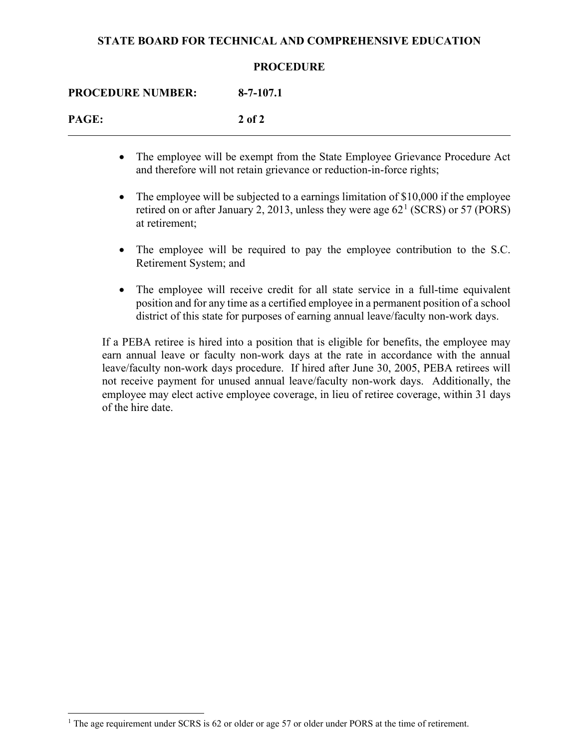- The employee will be exempt from the State Employee Grievance Procedure Act and therefore will not retain grievance or reduction-in-force rights;

- The employee will be subjected to a earnings limitation of $10,000 if the employee retired on or after January 2, 2013, unless they were age 62[1] (SCRS) or 57 (PORS) at retirement;

- The employee will be required to pay the employee contribution to the S.C. Retirement System; and

- The employee will receive credit for all state service in a full-time equivalent position and for any time as a certified employee in a permanent position of a school district of this state for purposes of earning annual leave/faculty non-work days.

If a PEBA retiree is hired into a position that is eligible for benefits, the employee may earn annual leave or faculty non-work days at the rate in accordance with the annual leave/faculty non-work days procedure. If hired after June 30, 2005, PEBA retirees will not receive payment for unused annual leave/faculty non-work days. Additionally, the employee may elect active employee coverage, in lieu of retiree coverage, within 31 days of the hire date.

[1] The age requirement under SCRS is 62 or older or age 57 or older under PORS at the time of retirement.